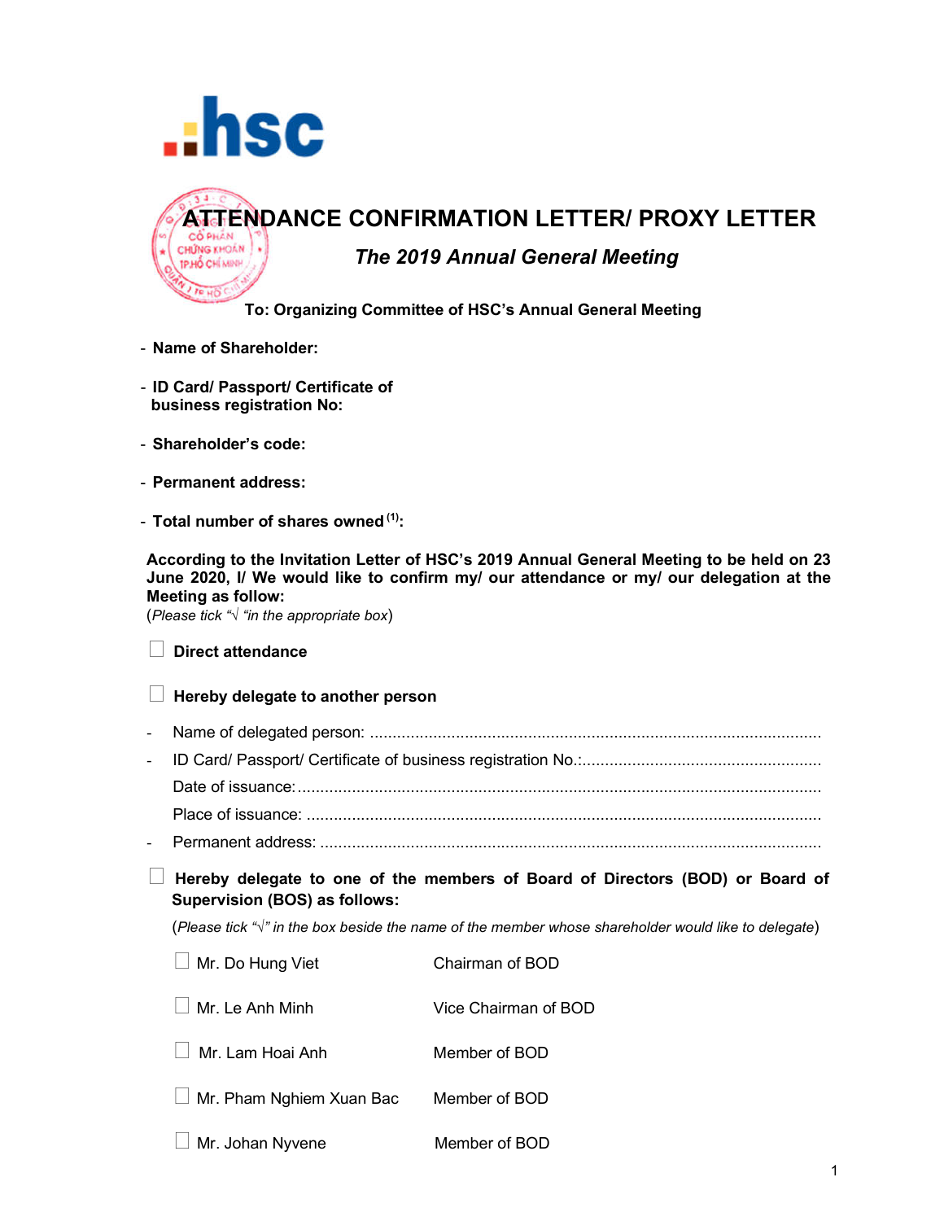# ATTENDANCE CONFIRMATION LETTER/ PROXY LETTER

## *The 2019 Annual General Meeting*

**To: Organizing Committee of HSC's Annual General Meeting**

- **Name of Shareholder:**
- **ID Card/ Passport/ Certificate of business registration No:**
- **Shareholder's code:**
- **Permanent address:**
- **Total number of shares owned [(1)]:**

**According to the Invitation Letter of HSC's 2019 Annual General Meeting to be held on 23 June 2020, I/ We would like to confirm my/ our attendance or my/ our delegation at the Meeting as follow:**

(*Please tick "√ "in the appropriate box*)

☐ **Direct attendance**

☐ **Hereby delegate to another person**

- Name of delegated person: ....................................................................................................
- ID Card/ Passport/ Certificate of business registration No.:.....................................................
  Date of issuance:...................................................................................................................
  Place of issuance: .................................................................................................................
- Permanent address: ..............................................................................................................

☐ **Hereby delegate to one of the members of Board of Directors (BOD) or Board of Supervision (BOS) as follows:**

(*Please tick "√" in the box beside the name of the member whose shareholder would like to delegate*)

| | |
|---|---|
| ☐ Mr. Do Hung Viet | Chairman of BOD |
| ☐ Mr. Le Anh Minh | Vice Chairman of BOD |
| ☐ Mr. Lam Hoai Anh | Member of BOD |
| ☐ Mr. Pham Nghiem Xuan Bac | Member of BOD |
| ☐ Mr. Johan Nyvene | Member of BOD |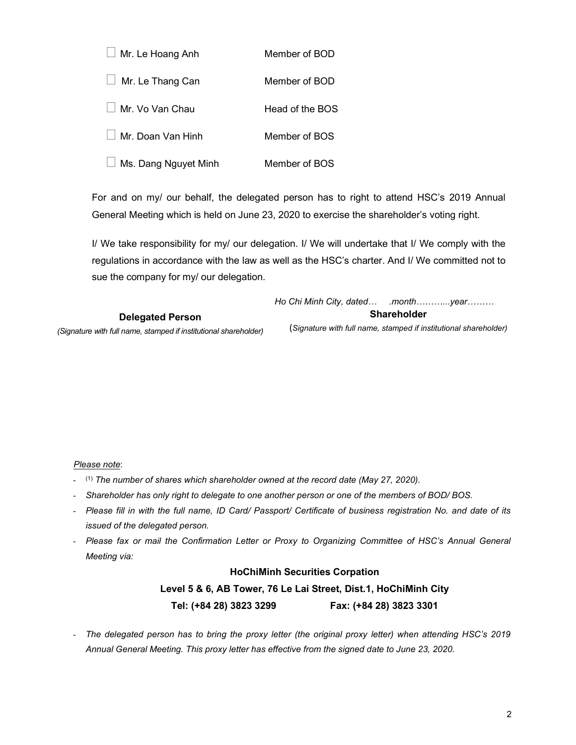- ☐ Mr. Le Hoang Anh — Member of BOD
- ☐ Mr. Le Thang Can — Member of BOD
- ☐ Mr. Vo Van Chau — Head of the BOS
- ☐ Mr. Doan Van Hinh — Member of BOS
- ☐ Ms. Dang Nguyet Minh — Member of BOS

For and on my/ our behalf, the delegated person has to right to attend HSC's 2019 Annual General Meeting which is held on June 23, 2020 to exercise the shareholder's voting right.

I/ We take responsibility for my/ our delegation. I/ We will undertake that I/ We comply with the regulations in accordance with the law as well as the HSC's charter. And I/ We committed not to sue the company for my/ our delegation.

*Ho Chi Minh City, dated… .month………...year………*

| **Delegated Person** | **Shareholder** |
|---|---|
| *(Signature with full name, stamped if institutional shareholder)* | (*Signature with full name, stamped if institutional shareholder)* |

*Please note*:

- [1] *The number of shares which shareholder owned at the record date (May 27, 2020).*
- *Shareholder has only right to delegate to one another person or one of the members of BOD/ BOS.*
- *Please fill in with the full name, ID Card/ Passport/ Certificate of business registration No. and date of its issued of the delegated person.*
- *Please fax or mail the Confirmation Letter or Proxy to Organizing Committee of HSC's Annual General Meeting via:*

**HoChiMinh Securities Corpation**

**Level 5 & 6, AB Tower, 76 Le Lai Street, Dist.1, HoChiMinh City**

**Tel: (+84 28) 3823 3299 Fax: (+84 28) 3823 3301**

- *The delegated person has to bring the proxy letter (the original proxy letter) when attending HSC's 2019 Annual General Meeting. This proxy letter has effective from the signed date to June 23, 2020.*